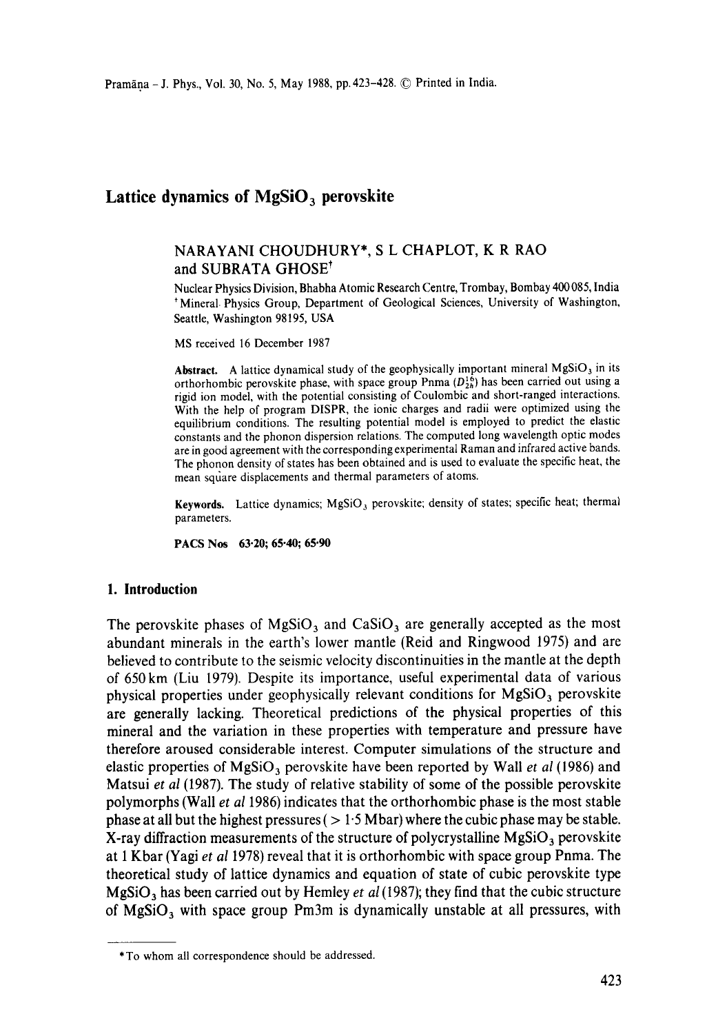# Lattice dynamics of $MgSiO_3$ perovskite

NARAYANI CHOUDHURY*, S L CHAPLOT, K R RAO and SUBRATA GHOSE[†]

Nuclear Physics Division, Bhabha Atomic Research Centre, Trombay, Bombay 400 085, India
[†] Mineral Physics Group, Department of Geological Sciences, University of Washington, Seattle, Washington 98195, USA

MS received 16 December 1987

**Abstract.** A lattice dynamical study of the geophysically important mineral $MgSiO_3$ in its orthorhombic perovskite phase, with space group Pnma ($D_{2h}^{16}$) has been carried out using a rigid ion model, with the potential consisting of Coulombic and short-ranged interactions. With the help of program DISPR, the ionic charges and radii were optimized using the equilibrium conditions. The resulting potential model is employed to predict the elastic constants and the phonon dispersion relations. The computed long wavelength optic modes are in good agreement with the corresponding experimental Raman and infrared active bands. The phonon density of states has been obtained and is used to evaluate the specific heat, the mean square displacements and thermal parameters of atoms.

**Keywords.** Lattice dynamics; $MgSiO_3$ perovskite; density of states; specific heat; thermal parameters.

**PACS Nos** 63·20; 65·40; 65·90

## 1. Introduction

The perovskite phases of $MgSiO_3$ and $CaSiO_3$ are generally accepted as the most abundant minerals in the earth's lower mantle (Reid and Ringwood 1975) and are believed to contribute to the seismic velocity discontinuities in the mantle at the depth of 650 km (Liu 1979). Despite its importance, useful experimental data of various physical properties under geophysically relevant conditions for $MgSiO_3$ perovskite are generally lacking. Theoretical predictions of the physical properties of this mineral and the variation in these properties with temperature and pressure have therefore aroused considerable interest. Computer simulations of the structure and elastic properties of $MgSiO_3$ perovskite have been reported by Wall *et al* (1986) and Matsui *et al* (1987). The study of relative stability of some of the possible perovskite polymorphs (Wall *et al* 1986) indicates that the orthorhombic phase is the most stable phase at all but the highest pressures ($> 1·5$ Mbar) where the cubic phase may be stable. X-ray diffraction measurements of the structure of polycrystalline $MgSiO_3$ perovskite at 1 Kbar (Yagi *et al* 1978) reveal that it is orthorhombic with space group Pnma. The theoretical study of lattice dynamics and equation of state of cubic perovskite type $MgSiO_3$ has been carried out by Hemley *et al* (1987); they find that the cubic structure of $MgSiO_3$ with space group Pm3m is dynamically unstable at all pressures, with

*To whom all correspondence should be addressed.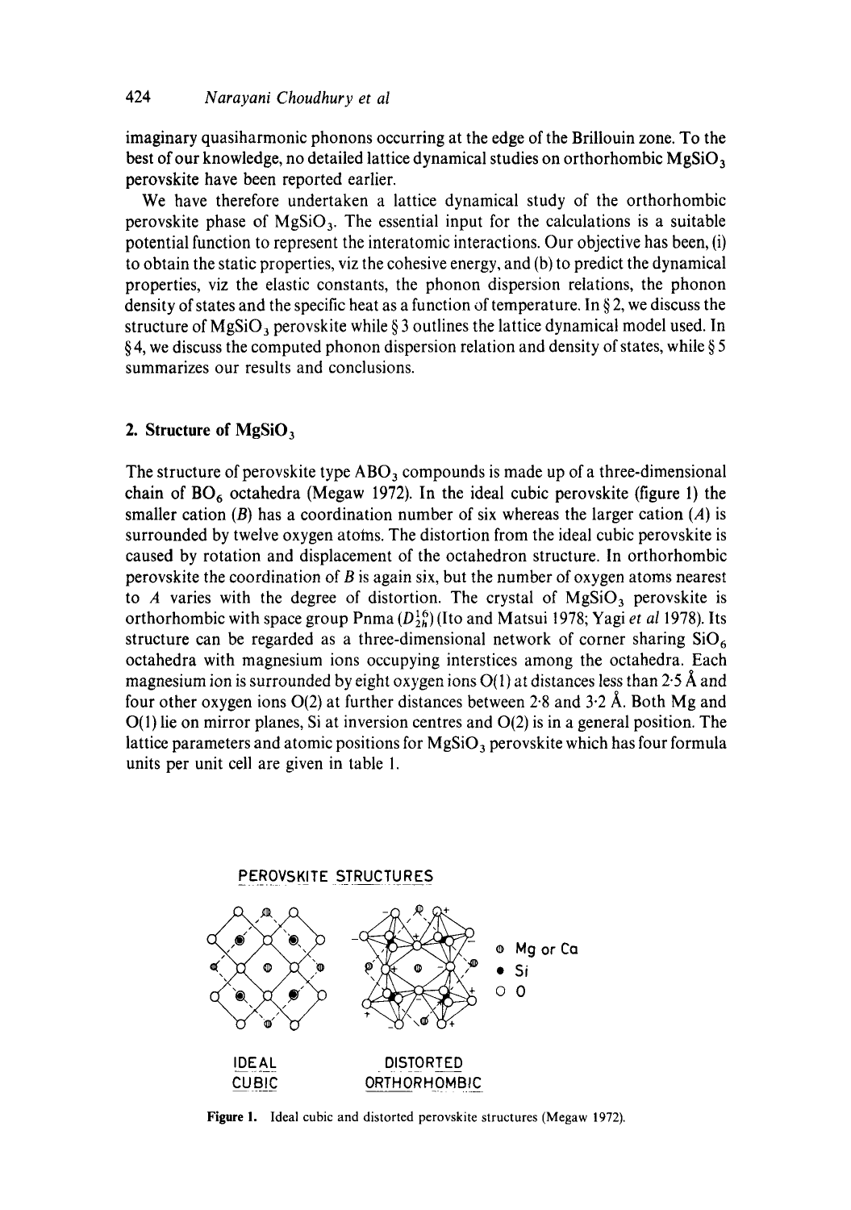imaginary quasiharmonic phonons occurring at the edge of the Brillouin zone. To the best of our knowledge, no detailed lattice dynamical studies on orthorhombic $MgSiO_3$ perovskite have been reported earlier.

We have therefore undertaken a lattice dynamical study of the orthorhombic perovskite phase of $MgSiO_3$. The essential input for the calculations is a suitable potential function to represent the interatomic interactions. Our objective has been, (i) to obtain the static properties, viz the cohesive energy, and (b) to predict the dynamical properties, viz the elastic constants, the phonon dispersion relations, the phonon density of states and the specific heat as a function of temperature. In § 2, we discuss the structure of $MgSiO_3$ perovskite while § 3 outlines the lattice dynamical model used. In § 4, we discuss the computed phonon dispersion relation and density of states, while § 5 summarizes our results and conclusions.

## 2. Structure of $MgSiO_3$

The structure of perovskite type $ABO_3$ compounds is made up of a three-dimensional chain of $BO_6$ octahedra (Megaw 1972). In the ideal cubic perovskite (figure 1) the smaller cation ($B$) has a coordination number of six whereas the larger cation ($A$) is surrounded by twelve oxygen atoms. The distortion from the ideal cubic perovskite is caused by rotation and displacement of the octahedron structure. In orthorhombic perovskite the coordination of $B$ is again six, but the number of oxygen atoms nearest to $A$ varies with the degree of distortion. The crystal of $MgSiO_3$ perovskite is orthorhombic with space group Pnma ($D_{2h}^{16}$) (Ito and Matsui 1978; Yagi *et al* 1978). Its structure can be regarded as a three-dimensional network of corner sharing $SiO_6$ octahedra with magnesium ions occupying interstices among the octahedra. Each magnesium ion is surrounded by eight oxygen ions O(1) at distances less than 2·5 Å and four other oxygen ions O(2) at further distances between 2·8 and 3·2 Å. Both Mg and O(1) lie on mirror planes, Si at inversion centres and O(2) is in a general position. The lattice parameters and atomic positions for $MgSiO_3$ perovskite which has four formula units per unit cell are given in table 1.

PEROVSKITE STRUCTURES

IDEAL CUBIC — DISTORTED ORTHORHOMBIC

◍ Mg or Ca • Si ○ O

**Figure 1.** Ideal cubic and distorted perovskite structures (Megaw 1972).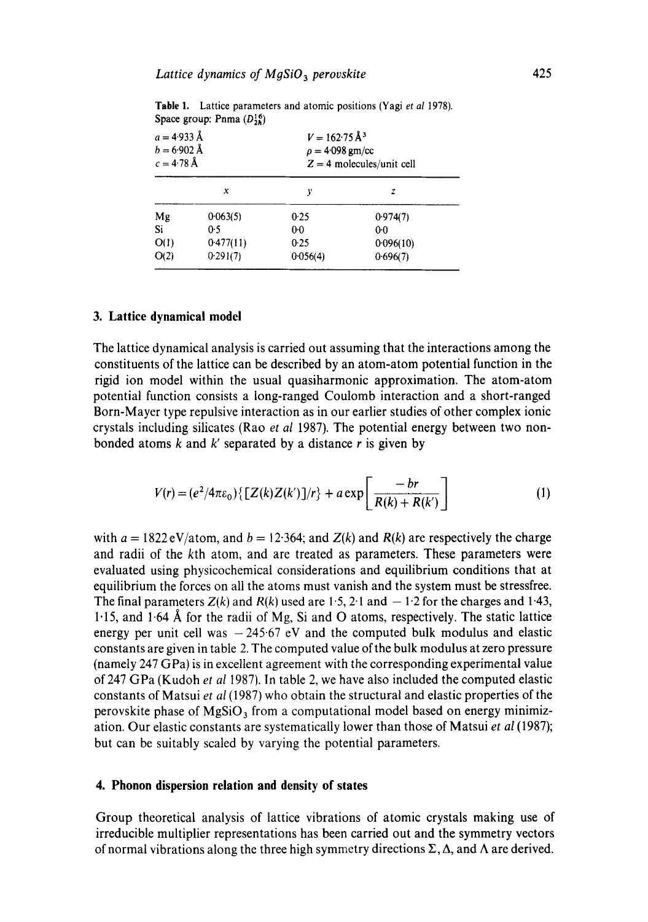**Table 1.** Lattice parameters and atomic positions (Yagi *et al* 1978). Space group: Pnma ($D_{2h}^{16}$)

| | |
|---|---|
| $a = 4.933$ Å | $V = 162.75$ Å$^3$ |
| $b = 6.902$ Å | $\rho = 4.098$ gm/cc |
| $c = 4.78$ Å | $Z = 4$ molecules/unit cell |

| | $x$ | $y$ | $z$ |
|---|---|---|---|
| Mg | 0.063(5) | 0.25 | 0.974(7) |
| Si | 0.5 | 0.0 | 0.0 |
| O(1) | 0.477(11) | 0.25 | 0.096(10) |
| O(2) | 0.291(7) | 0.056(4) | 0.696(7) |

## 3. Lattice dynamical model

The lattice dynamical analysis is carried out assuming that the interactions among the constituents of the lattice can be described by an atom-atom potential function in the rigid ion model within the usual quasiharmonic approximation. The atom-atom potential function consists a long-ranged Coulomb interaction and a short-ranged Born-Mayer type repulsive interaction as in our earlier studies of other complex ionic crystals including silicates (Rao *et al* 1987). The potential energy between two non-bonded atoms $k$ and $k'$ separated by a distance $r$ is given by

$$V(r) = (e^2/4\pi\varepsilon_0)\{[Z(k)Z(k')]/r\} + a\exp\left[\frac{-br}{R(k)+R(k')}\right] \tag{1}$$

with $a = 1822$ eV/atom, and $b = 12.364$; and $Z(k)$ and $R(k)$ are respectively the charge and radii of the $k$th atom, and are treated as parameters. These parameters were evaluated using physicochemical considerations and equilibrium conditions that at equilibrium the forces on all the atoms must vanish and the system must be stressfree. The final parameters $Z(k)$ and $R(k)$ used are 1.5, 2.1 and $-1.2$ for the charges and 1.43, 1.15, and 1.64 Å for the radii of Mg, Si and O atoms, respectively. The static lattice energy per unit cell was $-245.67$ eV and the computed bulk modulus and elastic constants are given in table 2. The computed value of the bulk modulus at zero pressure (namely 247 GPa) is in excellent agreement with the corresponding experimental value of 247 GPa (Kudoh *et al* 1987). In table 2, we have also included the computed elastic constants of Matsui *et al* (1987) who obtain the structural and elastic properties of the perovskite phase of $MgSiO_3$ from a computational model based on energy minimization. Our elastic constants are systematically lower than those of Matsui *et al* (1987); but can be suitably scaled by varying the potential parameters.

## 4. Phonon dispersion relation and density of states

Group theoretical analysis of lattice vibrations of atomic crystals making use of irreducible multiplier representations has been carried out and the symmetry vectors of normal vibrations along the three high symmetry directions $\Sigma$, $\Delta$, and $\Lambda$ are derived.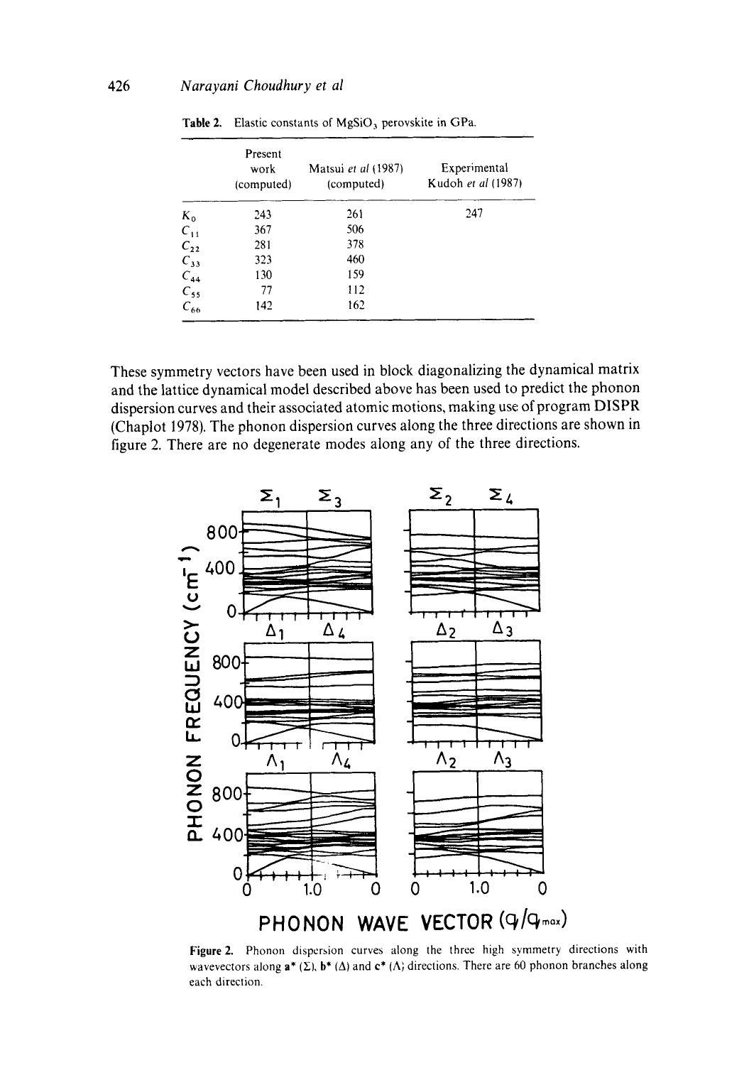**Table 2.** Elastic constants of $MgSiO_3$ perovskite in GPa.

| | Present work (computed) | Matsui *et al* (1987) (computed) | Experimental Kudoh *et al* (1987) |
|---|---|---|---|
| $K_0$ | 243 | 261 | 247 |
| $C_{11}$ | 367 | 506 | |
| $C_{22}$ | 281 | 378 | |
| $C_{33}$ | 323 | 460 | |
| $C_{44}$ | 130 | 159 | |
| $C_{55}$ | 77 | 112 | |
| $C_{66}$ | 142 | 162 | |

These symmetry vectors have been used in block diagonalizing the dynamical matrix and the lattice dynamical model described above has been used to predict the phonon dispersion curves and their associated atomic motions, making use of program DISPR (Chaplot 1978). The phonon dispersion curves along the three directions are shown in figure 2. There are no degenerate modes along any of the three directions.

**Figure 2.** Phonon dispersion curves along the three high symmetry directions with wavevectors along **a*** ($\Sigma$), **b*** ($\Delta$) and **c*** ($\Lambda$) directions. There are 60 phonon branches along each direction.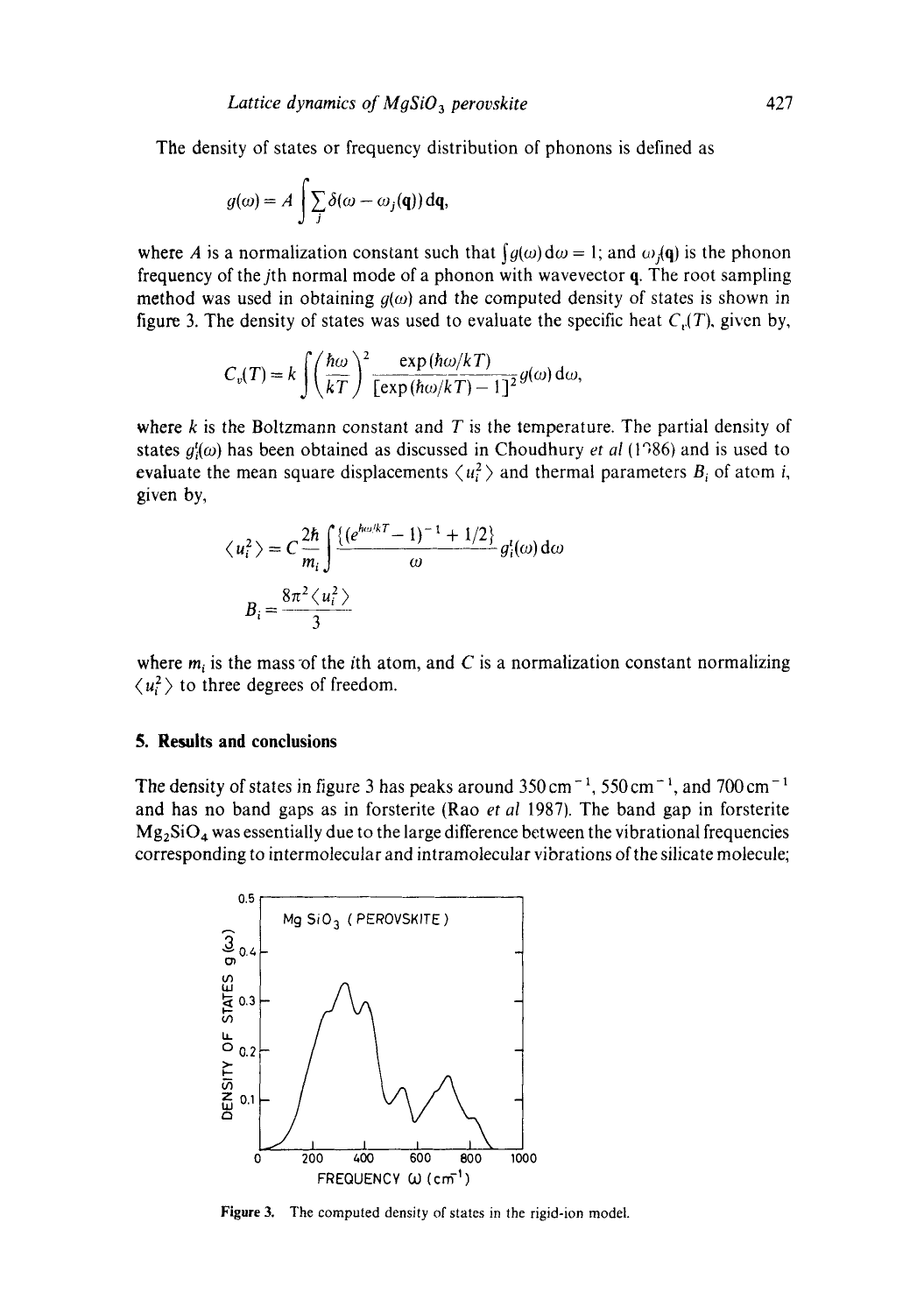The density of states or frequency distribution of phonons is defined as

$$g(\omega) = A \int \sum_j \delta(\omega - \omega_j(\mathbf{q}))\,d\mathbf{q},$$

where $A$ is a normalization constant such that $\int g(\omega)\,d\omega = 1$; and $\omega_j(\mathbf{q})$ is the phonon frequency of the $j$th normal mode of a phonon with wavevector $\mathbf{q}$. The root sampling method was used in obtaining $g(\omega)$ and the computed density of states is shown in figure 3. The density of states was used to evaluate the specific heat $C_v(T)$, given by,

$$C_v(T) = k \int \left(\frac{\hbar\omega}{kT}\right)^2 \frac{\exp(\hbar\omega/kT)}{[\exp(\hbar\omega/kT) - 1]^2} g(\omega)\,d\omega,$$

where $k$ is the Boltzmann constant and $T$ is the temperature. The partial density of states $g_i^t(\omega)$ has been obtained as discussed in Choudhury *et al* (1986) and is used to evaluate the mean square displacements $\langle u_i^2 \rangle$ and thermal parameters $B_i$ of atom $i$, given by,

$$\langle u_i^2 \rangle = C \frac{2\hbar}{m_i} \int \frac{\{(e^{\hbar\omega/kT} - 1)^{-1} + 1/2\}}{\omega} g_i^t(\omega)\,d\omega$$

$$B_i = \frac{8\pi^2 \langle u_i^2 \rangle}{3}$$

where $m_i$ is the mass of the $i$th atom, and $C$ is a normalization constant normalizing $\langle u_i^2 \rangle$ to three degrees of freedom.

## 5. Results and conclusions

The density of states in figure 3 has peaks around $350\,\text{cm}^{-1}$, $550\,\text{cm}^{-1}$, and $700\,\text{cm}^{-1}$ and has no band gaps as in forsterite (Rao *et al* 1987). The band gap in forsterite $Mg_2SiO_4$ was essentially due to the large difference between the vibrational frequencies corresponding to intermolecular and intramolecular vibrations of the silicate molecule;

Figure 3. The computed density of states in the rigid-ion model.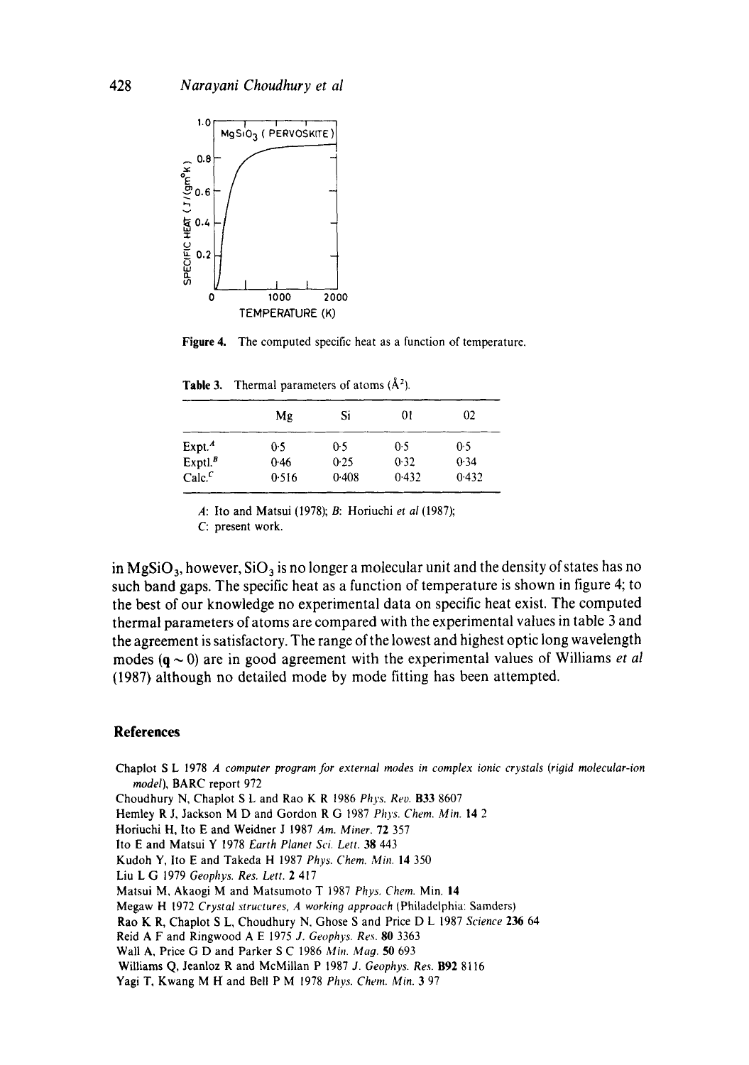MgSiO$_3$ ( PERVOSKITE )

SPECIFIC HEAT ( J/(gm°K) )

1.0

0.8

0.6

0.4

0.2

0

1000

2000

TEMPERATURE (K)

**Figure 4.** The computed specific heat as a function of temperature.

**Table 3.** Thermal parameters of atoms (Å$^2$).

| | Mg | Si | 01 | 02 |
|---|---|---|---|---|
| Expt.$^A$ | 0·5 | 0·5 | 0·5 | 0·5 |
| Exptl.$^B$ | 0·46 | 0·25 | 0·32 | 0·34 |
| Calc.$^C$ | 0·516 | 0·408 | 0·432 | 0·432 |

*A*: Ito and Matsui (1978); *B*: Horiuchi *et al* (1987);
*C*: present work.

in $MgSiO_3$, however, $SiO_3$ is no longer a molecular unit and the density of states has no such band gaps. The specific heat as a function of temperature is shown in figure 4; to the best of our knowledge no experimental data on specific heat exist. The computed thermal parameters of atoms are compared with the experimental values in table 3 and the agreement is satisfactory. The range of the lowest and highest optic long wavelength modes ($\mathbf{q} \sim 0$) are in good agreement with the experimental values of Williams *et al* (1987) although no detailed mode by mode fitting has been attempted.

## References

Chaplot S L 1978 *A computer program for external modes in complex ionic crystals (rigid molecular-ion model)*, BARC report 972

Choudhury N, Chaplot S L and Rao K R 1986 *Phys. Rev.* **B33** 8607

Hemley R J, Jackson M D and Gordon R G 1987 *Phys. Chem. Min.* **14** 2

Horiuchi H, Ito E and Weidner J 1987 *Am. Miner.* **72** 357

Ito E and Matsui Y 1978 *Earth Planet Sci. Lett.* **38** 443

Kudoh Y, Ito E and Takeda H 1987 *Phys. Chem. Min.* **14** 350

Liu L G 1979 *Geophys. Res. Lett.* **2** 417

Matsui M, Akaogi M and Matsumoto T 1987 *Phys. Chem.* Min. **14**

Megaw H 1972 *Crystal structures, A working approach* (Philadelphia: Samders)

Rao K R, Chaplot S L, Choudhury N, Ghose S and Price D L 1987 *Science* **236** 64

Reid A F and Ringwood A E 1975 *J. Geophys. Res.* **80** 3363

Wall A, Price G D and Parker S C 1986 *Min. Mag.* **50** 693

Williams Q, Jeanloz R and McMillan P 1987 *J. Geophys. Res.* **B92** 8116

Yagi T, Kwang M H and Bell P M 1978 *Phys. Chem. Min.* **3** 97